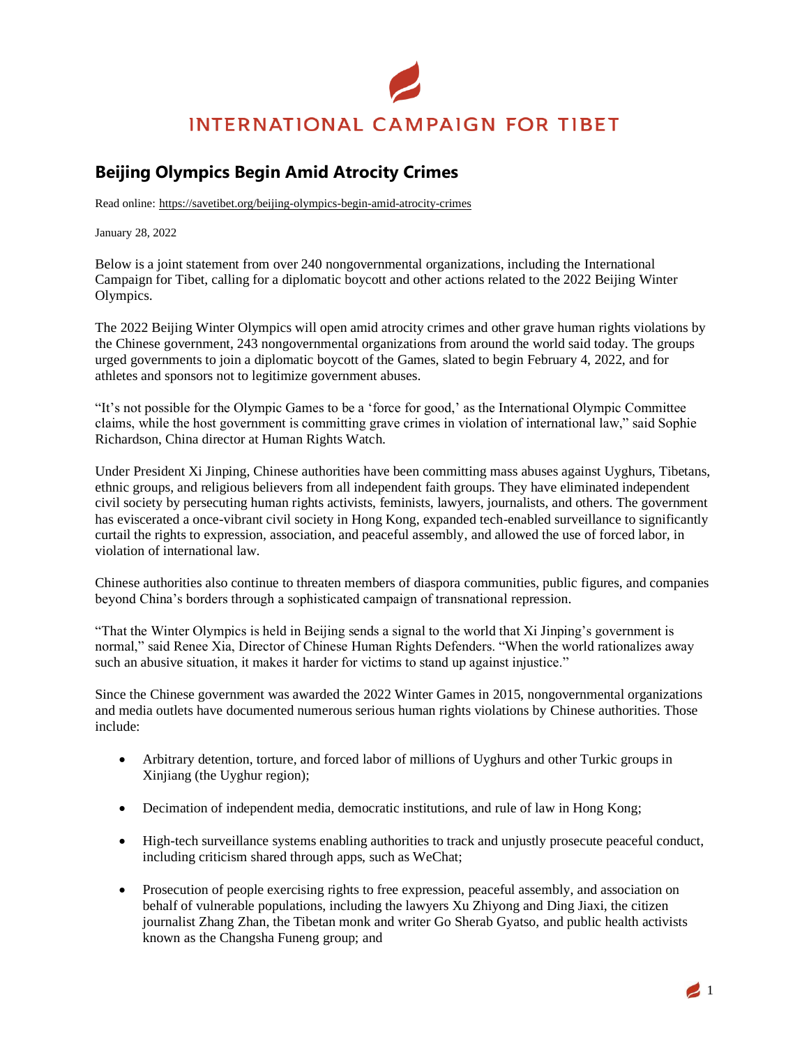INTERNATIONAL CAMPAIGN FOR TIBET

# Beijing Olympics Begin Amid Atrocity Crimes

Read online: https://savetibet.org/beijing-olympics-begin-amid-atrocity-crimes

January 28, 2022

Below is a joint statement from over 240 nongovernmental organizations, including the International Campaign for Tibet, calling for a diplomatic boycott and other actions related to the 2022 Beijing Winter Olympics.

The 2022 Beijing Winter Olympics will open amid atrocity crimes and other grave human rights violations by the Chinese government, 243 nongovernmental organizations from around the world said today. The groups urged governments to join a diplomatic boycott of the Games, slated to begin February 4, 2022, and for athletes and sponsors not to legitimize government abuses.

"It's not possible for the Olympic Games to be a 'force for good,' as the International Olympic Committee claims, while the host government is committing grave crimes in violation of international law," said Sophie Richardson, China director at Human Rights Watch.

Under President Xi Jinping, Chinese authorities have been committing mass abuses against Uyghurs, Tibetans, ethnic groups, and religious believers from all independent faith groups. They have eliminated independent civil society by persecuting human rights activists, feminists, lawyers, journalists, and others. The government has eviscerated a once-vibrant civil society in Hong Kong, expanded tech-enabled surveillance to significantly curtail the rights to expression, association, and peaceful assembly, and allowed the use of forced labor, in violation of international law.

Chinese authorities also continue to threaten members of diaspora communities, public figures, and companies beyond China's borders through a sophisticated campaign of transnational repression.

"That the Winter Olympics is held in Beijing sends a signal to the world that Xi Jinping's government is normal," said Renee Xia, Director of Chinese Human Rights Defenders. "When the world rationalizes away such an abusive situation, it makes it harder for victims to stand up against injustice."

Since the Chinese government was awarded the 2022 Winter Games in 2015, nongovernmental organizations and media outlets have documented numerous serious human rights violations by Chinese authorities. Those include:

- Arbitrary detention, torture, and forced labor of millions of Uyghurs and other Turkic groups in Xinjiang (the Uyghur region);
- Decimation of independent media, democratic institutions, and rule of law in Hong Kong;
- High-tech surveillance systems enabling authorities to track and unjustly prosecute peaceful conduct, including criticism shared through apps, such as WeChat;
- Prosecution of people exercising rights to free expression, peaceful assembly, and association on behalf of vulnerable populations, including the lawyers Xu Zhiyong and Ding Jiaxi, the citizen journalist Zhang Zhan, the Tibetan monk and writer Go Sherab Gyatso, and public health activists known as the Changsha Funeng group; and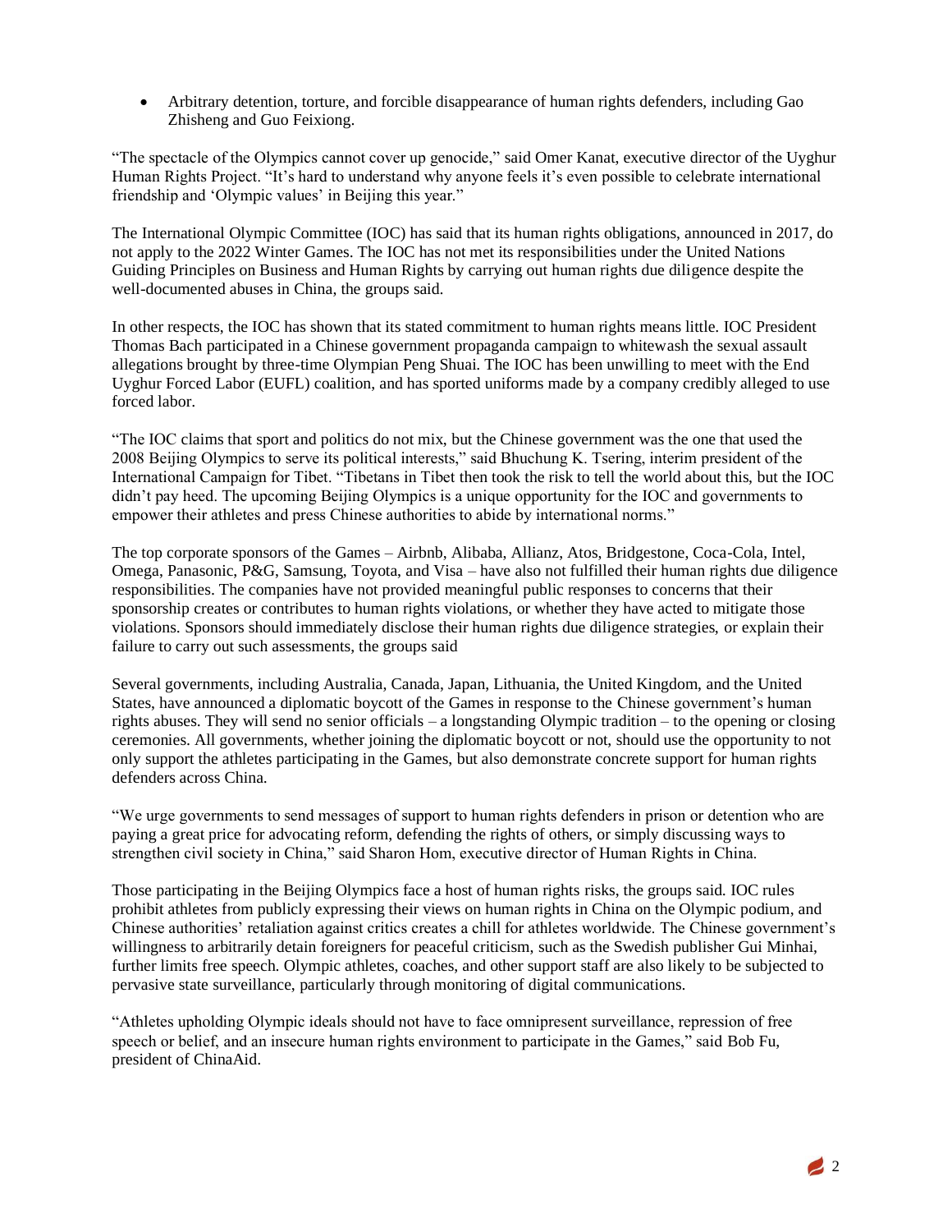- Arbitrary detention, torture, and forcible disappearance of human rights defenders, including Gao Zhisheng and Guo Feixiong.

"The spectacle of the Olympics cannot cover up genocide," said Omer Kanat, executive director of the Uyghur Human Rights Project. "It's hard to understand why anyone feels it's even possible to celebrate international friendship and 'Olympic values' in Beijing this year."

The International Olympic Committee (IOC) has said that its human rights obligations, announced in 2017, do not apply to the 2022 Winter Games. The IOC has not met its responsibilities under the United Nations Guiding Principles on Business and Human Rights by carrying out human rights due diligence despite the well-documented abuses in China, the groups said.

In other respects, the IOC has shown that its stated commitment to human rights means little. IOC President Thomas Bach participated in a Chinese government propaganda campaign to whitewash the sexual assault allegations brought by three-time Olympian Peng Shuai. The IOC has been unwilling to meet with the End Uyghur Forced Labor (EUFL) coalition, and has sported uniforms made by a company credibly alleged to use forced labor.

"The IOC claims that sport and politics do not mix, but the Chinese government was the one that used the 2008 Beijing Olympics to serve its political interests," said Bhuchung K. Tsering, interim president of the International Campaign for Tibet. "Tibetans in Tibet then took the risk to tell the world about this, but the IOC didn't pay heed. The upcoming Beijing Olympics is a unique opportunity for the IOC and governments to empower their athletes and press Chinese authorities to abide by international norms."

The top corporate sponsors of the Games – Airbnb, Alibaba, Allianz, Atos, Bridgestone, Coca-Cola, Intel, Omega, Panasonic, P&G, Samsung, Toyota, and Visa – have also not fulfilled their human rights due diligence responsibilities. The companies have not provided meaningful public responses to concerns that their sponsorship creates or contributes to human rights violations, or whether they have acted to mitigate those violations. Sponsors should immediately disclose their human rights due diligence strategies, or explain their failure to carry out such assessments, the groups said

Several governments, including Australia, Canada, Japan, Lithuania, the United Kingdom, and the United States, have announced a diplomatic boycott of the Games in response to the Chinese government's human rights abuses. They will send no senior officials – a longstanding Olympic tradition – to the opening or closing ceremonies. All governments, whether joining the diplomatic boycott or not, should use the opportunity to not only support the athletes participating in the Games, but also demonstrate concrete support for human rights defenders across China.

"We urge governments to send messages of support to human rights defenders in prison or detention who are paying a great price for advocating reform, defending the rights of others, or simply discussing ways to strengthen civil society in China," said Sharon Hom, executive director of Human Rights in China.

Those participating in the Beijing Olympics face a host of human rights risks, the groups said. IOC rules prohibit athletes from publicly expressing their views on human rights in China on the Olympic podium, and Chinese authorities' retaliation against critics creates a chill for athletes worldwide. The Chinese government's willingness to arbitrarily detain foreigners for peaceful criticism, such as the Swedish publisher Gui Minhai, further limits free speech. Olympic athletes, coaches, and other support staff are also likely to be subjected to pervasive state surveillance, particularly through monitoring of digital communications.

"Athletes upholding Olympic ideals should not have to face omnipresent surveillance, repression of free speech or belief, and an insecure human rights environment to participate in the Games," said Bob Fu, president of ChinaAid.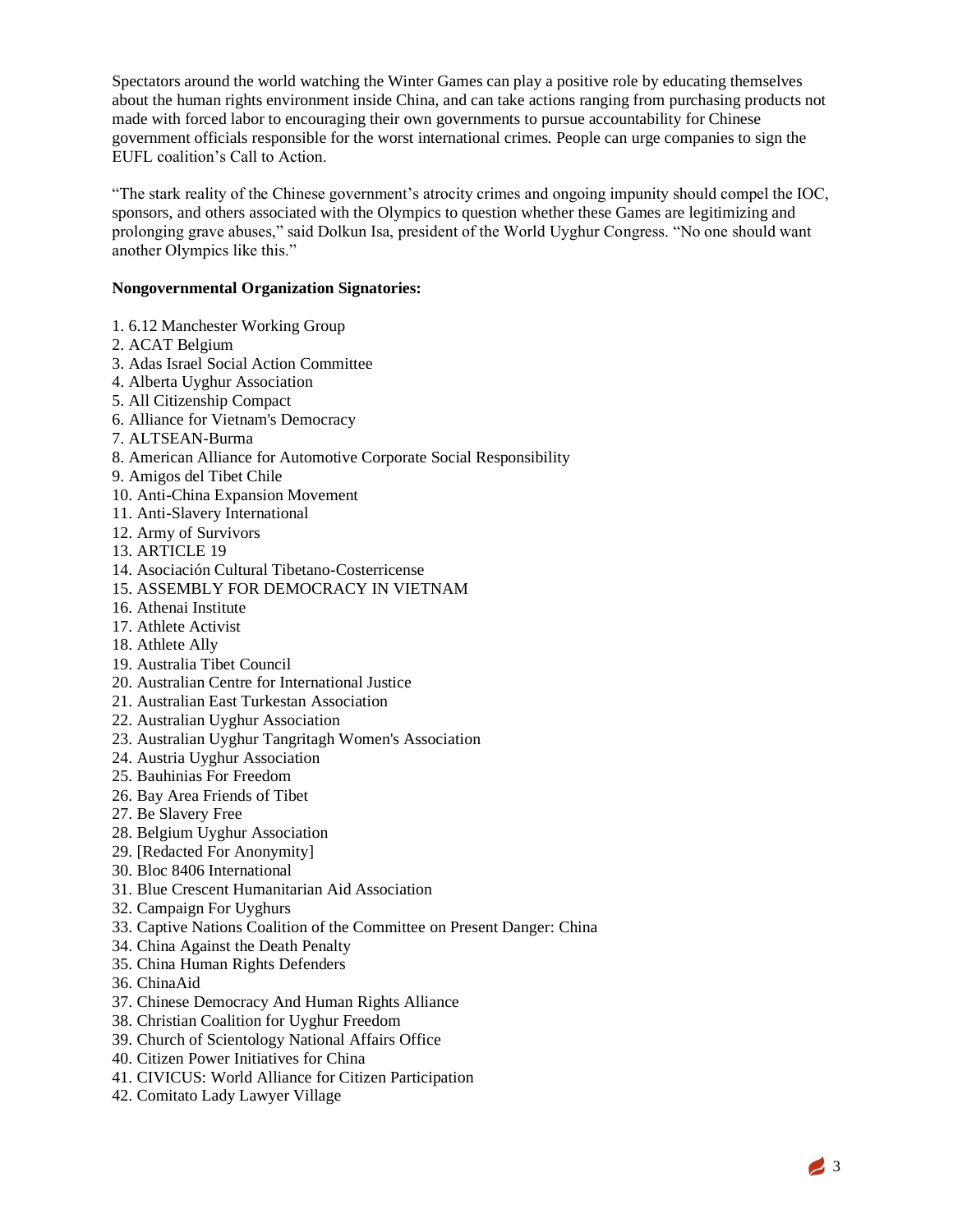Spectators around the world watching the Winter Games can play a positive role by educating themselves about the human rights environment inside China, and can take actions ranging from purchasing products not made with forced labor to encouraging their own governments to pursue accountability for Chinese government officials responsible for the worst international crimes. People can urge companies to sign the EUFL coalition's Call to Action.

"The stark reality of the Chinese government's atrocity crimes and ongoing impunity should compel the IOC, sponsors, and others associated with the Olympics to question whether these Games are legitimizing and prolonging grave abuses," said Dolkun Isa, president of the World Uyghur Congress. "No one should want another Olympics like this."

**Nongovernmental Organization Signatories:**

1. 6.12 Manchester Working Group
2. ACAT Belgium
3. Adas Israel Social Action Committee
4. Alberta Uyghur Association
5. All Citizenship Compact
6. Alliance for Vietnam's Democracy
7. ALTSEAN-Burma
8. American Alliance for Automotive Corporate Social Responsibility
9. Amigos del Tibet Chile
10. Anti-China Expansion Movement
11. Anti-Slavery International
12. Army of Survivors
13. ARTICLE 19
14. Asociación Cultural Tibetano-Costerricense
15. ASSEMBLY FOR DEMOCRACY IN VIETNAM
16. Athenai Institute
17. Athlete Activist
18. Athlete Ally
19. Australia Tibet Council
20. Australian Centre for International Justice
21. Australian East Turkestan Association
22. Australian Uyghur Association
23. Australian Uyghur Tangritagh Women's Association
24. Austria Uyghur Association
25. Bauhinias For Freedom
26. Bay Area Friends of Tibet
27. Be Slavery Free
28. Belgium Uyghur Association
29. [Redacted For Anonymity]
30. Bloc 8406 International
31. Blue Crescent Humanitarian Aid Association
32. Campaign For Uyghurs
33. Captive Nations Coalition of the Committee on Present Danger: China
34. China Against the Death Penalty
35. China Human Rights Defenders
36. ChinaAid
37. Chinese Democracy And Human Rights Alliance
38. Christian Coalition for Uyghur Freedom
39. Church of Scientology National Affairs Office
40. Citizen Power Initiatives for China
41. CIVICUS: World Alliance for Citizen Participation
42. Comitato Lady Lawyer Village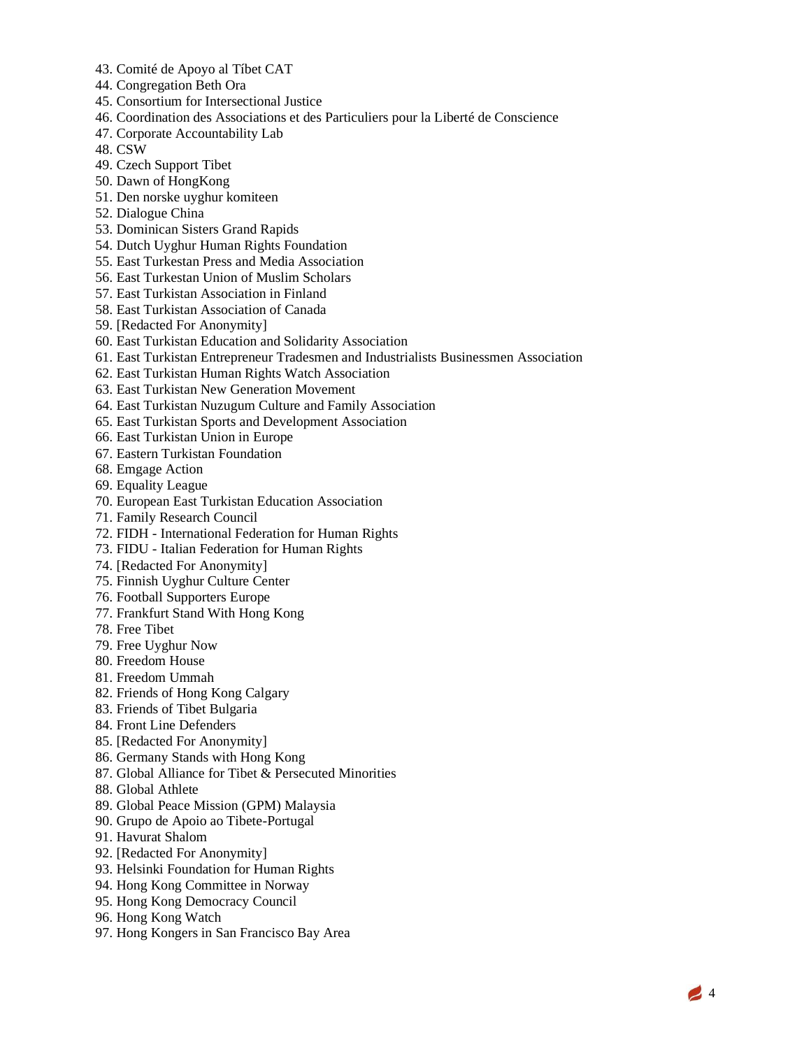43. Comité de Apoyo al Tíbet CAT
44. Congregation Beth Ora
45. Consortium for Intersectional Justice
46. Coordination des Associations et des Particuliers pour la Liberté de Conscience
47. Corporate Accountability Lab
48. CSW
49. Czech Support Tibet
50. Dawn of HongKong
51. Den norske uyghur komiteen
52. Dialogue China
53. Dominican Sisters Grand Rapids
54. Dutch Uyghur Human Rights Foundation
55. East Turkestan Press and Media Association
56. East Turkestan Union of Muslim Scholars
57. East Turkistan Association in Finland
58. East Turkistan Association of Canada
59. [Redacted For Anonymity]
60. East Turkistan Education and Solidarity Association
61. East Turkistan Entrepreneur Tradesmen and Industrialists Businessmen Association
62. East Turkistan Human Rights Watch Association
63. East Turkistan New Generation Movement
64. East Turkistan Nuzugum Culture and Family Association
65. East Turkistan Sports and Development Association
66. East Turkistan Union in Europe
67. Eastern Turkistan Foundation
68. Emgage Action
69. Equality League
70. European East Turkistan Education Association
71. Family Research Council
72. FIDH - International Federation for Human Rights
73. FIDU - Italian Federation for Human Rights
74. [Redacted For Anonymity]
75. Finnish Uyghur Culture Center
76. Football Supporters Europe
77. Frankfurt Stand With Hong Kong
78. Free Tibet
79. Free Uyghur Now
80. Freedom House
81. Freedom Ummah
82. Friends of Hong Kong Calgary
83. Friends of Tibet Bulgaria
84. Front Line Defenders
85. [Redacted For Anonymity]
86. Germany Stands with Hong Kong
87. Global Alliance for Tibet & Persecuted Minorities
88. Global Athlete
89. Global Peace Mission (GPM) Malaysia
90. Grupo de Apoio ao Tibete-Portugal
91. Havurat Shalom
92. [Redacted For Anonymity]
93. Helsinki Foundation for Human Rights
94. Hong Kong Committee in Norway
95. Hong Kong Democracy Council
96. Hong Kong Watch
97. Hong Kongers in San Francisco Bay Area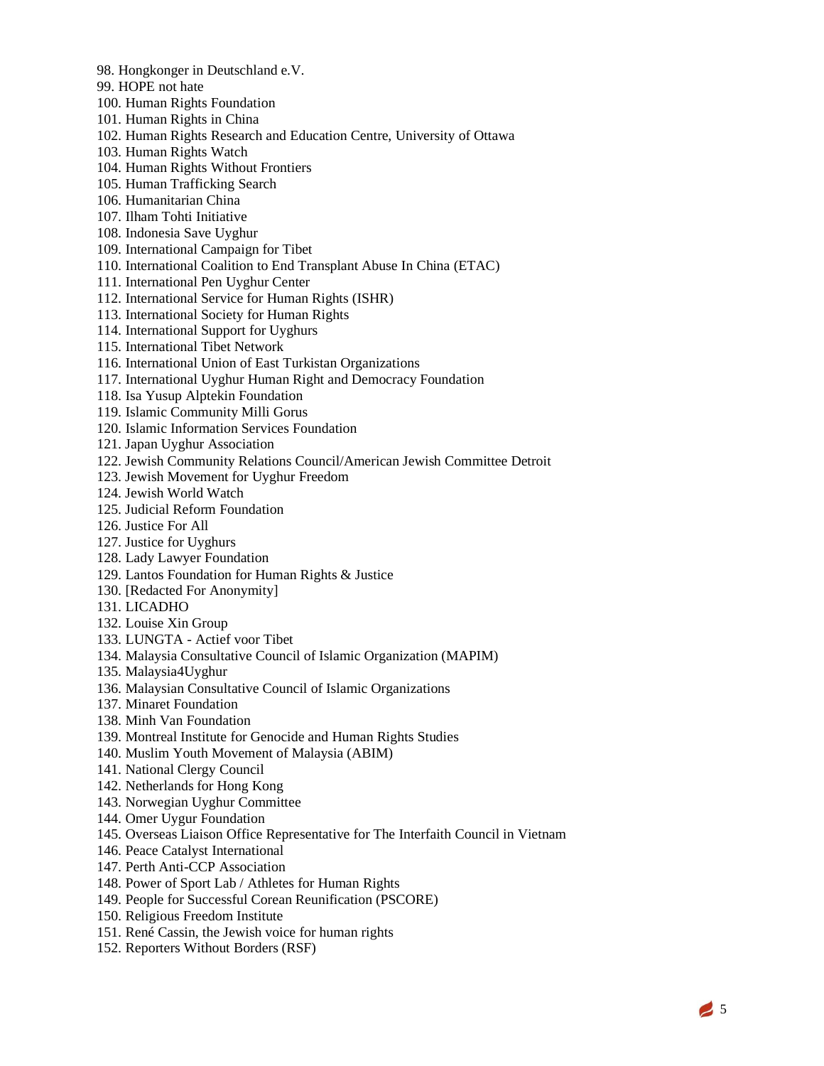98. Hongkonger in Deutschland e.V.
99. HOPE not hate
100. Human Rights Foundation
101. Human Rights in China
102. Human Rights Research and Education Centre, University of Ottawa
103. Human Rights Watch
104. Human Rights Without Frontiers
105. Human Trafficking Search
106. Humanitarian China
107. Ilham Tohti Initiative
108. Indonesia Save Uyghur
109. International Campaign for Tibet
110. International Coalition to End Transplant Abuse In China (ETAC)
111. International Pen Uyghur Center
112. International Service for Human Rights (ISHR)
113. International Society for Human Rights
114. International Support for Uyghurs
115. International Tibet Network
116. International Union of East Turkistan Organizations
117. International Uyghur Human Right and Democracy Foundation
118. Isa Yusup Alptekin Foundation
119. Islamic Community Milli Gorus
120. Islamic Information Services Foundation
121. Japan Uyghur Association
122. Jewish Community Relations Council/American Jewish Committee Detroit
123. Jewish Movement for Uyghur Freedom
124. Jewish World Watch
125. Judicial Reform Foundation
126. Justice For All
127. Justice for Uyghurs
128. Lady Lawyer Foundation
129. Lantos Foundation for Human Rights & Justice
130. [Redacted For Anonymity]
131. LICADHO
132. Louise Xin Group
133. LUNGTA - Actief voor Tibet
134. Malaysia Consultative Council of Islamic Organization (MAPIM)
135. Malaysia4Uyghur
136. Malaysian Consultative Council of Islamic Organizations
137. Minaret Foundation
138. Minh Van Foundation
139. Montreal Institute for Genocide and Human Rights Studies
140. Muslim Youth Movement of Malaysia (ABIM)
141. National Clergy Council
142. Netherlands for Hong Kong
143. Norwegian Uyghur Committee
144. Omer Uygur Foundation
145. Overseas Liaison Office Representative for The Interfaith Council in Vietnam
146. Peace Catalyst International
147. Perth Anti-CCP Association
148. Power of Sport Lab / Athletes for Human Rights
149. People for Successful Corean Reunification (PSCORE)
150. Religious Freedom Institute
151. René Cassin, the Jewish voice for human rights
152. Reporters Without Borders (RSF)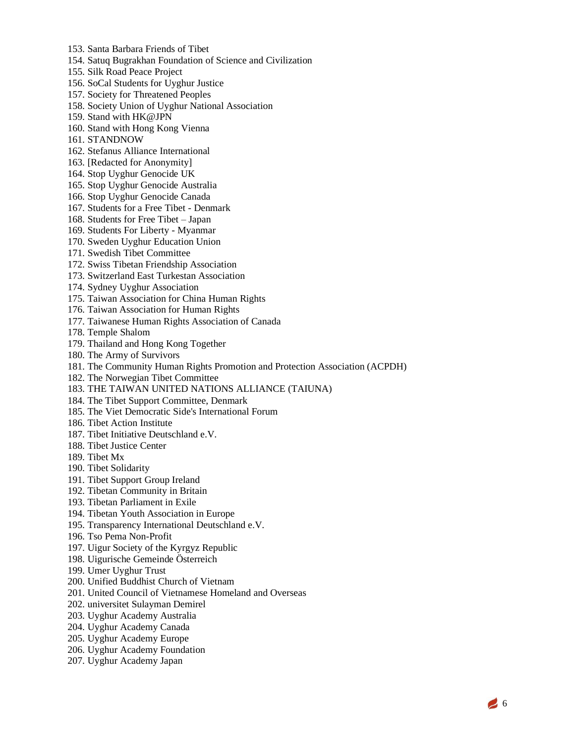153. Santa Barbara Friends of Tibet
154. Satuq Bugrakhan Foundation of Science and Civilization
155. Silk Road Peace Project
156. SoCal Students for Uyghur Justice
157. Society for Threatened Peoples
158. Society Union of Uyghur National Association
159. Stand with HK@JPN
160. Stand with Hong Kong Vienna
161. STANDNOW
162. Stefanus Alliance International
163. [Redacted for Anonymity]
164. Stop Uyghur Genocide UK
165. Stop Uyghur Genocide Australia
166. Stop Uyghur Genocide Canada
167. Students for a Free Tibet - Denmark
168. Students for Free Tibet – Japan
169. Students For Liberty - Myanmar
170. Sweden Uyghur Education Union
171. Swedish Tibet Committee
172. Swiss Tibetan Friendship Association
173. Switzerland East Turkestan Association
174. Sydney Uyghur Association
175. Taiwan Association for China Human Rights
176. Taiwan Association for Human Rights
177. Taiwanese Human Rights Association of Canada
178. Temple Shalom
179. Thailand and Hong Kong Together
180. The Army of Survivors
181. The Community Human Rights Promotion and Protection Association (ACPDH)
182. The Norwegian Tibet Committee
183. THE TAIWAN UNITED NATIONS ALLIANCE (TAIUNA)
184. The Tibet Support Committee, Denmark
185. The Viet Democratic Side's International Forum
186. Tibet Action Institute
187. Tibet Initiative Deutschland e.V.
188. Tibet Justice Center
189. Tibet Mx
190. Tibet Solidarity
191. Tibet Support Group Ireland
192. Tibetan Community in Britain
193. Tibetan Parliament in Exile
194. Tibetan Youth Association in Europe
195. Transparency International Deutschland e.V.
196. Tso Pema Non-Profit
197. Uigur Society of the Kyrgyz Republic
198. Uigurische Gemeinde Österreich
199. Umer Uyghur Trust
200. Unified Buddhist Church of Vietnam
201. United Council of Vietnamese Homeland and Overseas
202. universitet Sulayman Demirel
203. Uyghur Academy Australia
204. Uyghur Academy Canada
205. Uyghur Academy Europe
206. Uyghur Academy Foundation
207. Uyghur Academy Japan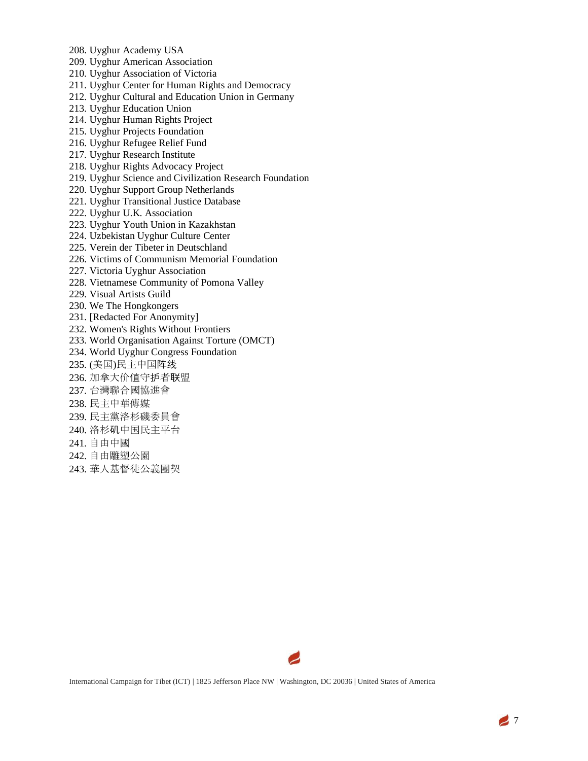208. Uyghur Academy USA
209. Uyghur American Association
210. Uyghur Association of Victoria
211. Uyghur Center for Human Rights and Democracy
212. Uyghur Cultural and Education Union in Germany
213. Uyghur Education Union
214. Uyghur Human Rights Project
215. Uyghur Projects Foundation
216. Uyghur Refugee Relief Fund
217. Uyghur Research Institute
218. Uyghur Rights Advocacy Project
219. Uyghur Science and Civilization Research Foundation
220. Uyghur Support Group Netherlands
221. Uyghur Transitional Justice Database
222. Uyghur U.K. Association
223. Uyghur Youth Union in Kazakhstan
224. Uzbekistan Uyghur Culture Center
225. Verein der Tibeter in Deutschland
226. Victims of Communism Memorial Foundation
227. Victoria Uyghur Association
228. Vietnamese Community of Pomona Valley
229. Visual Artists Guild
230. We The Hongkongers
231. [Redacted For Anonymity]
232. Women's Rights Without Frontiers
233. World Organisation Against Torture (OMCT)
234. World Uyghur Congress Foundation
235. (美国)民主中国阵线
236. 加拿大价值守护者联盟
237. 台灣聯合國協進會
238. 民主中華傳媒
239. 民主黨洛杉磯委員會
240. 洛杉矶中国民主平台
241. 自由中國
242. 自由雕塑公園
243. 華人基督徒公義團契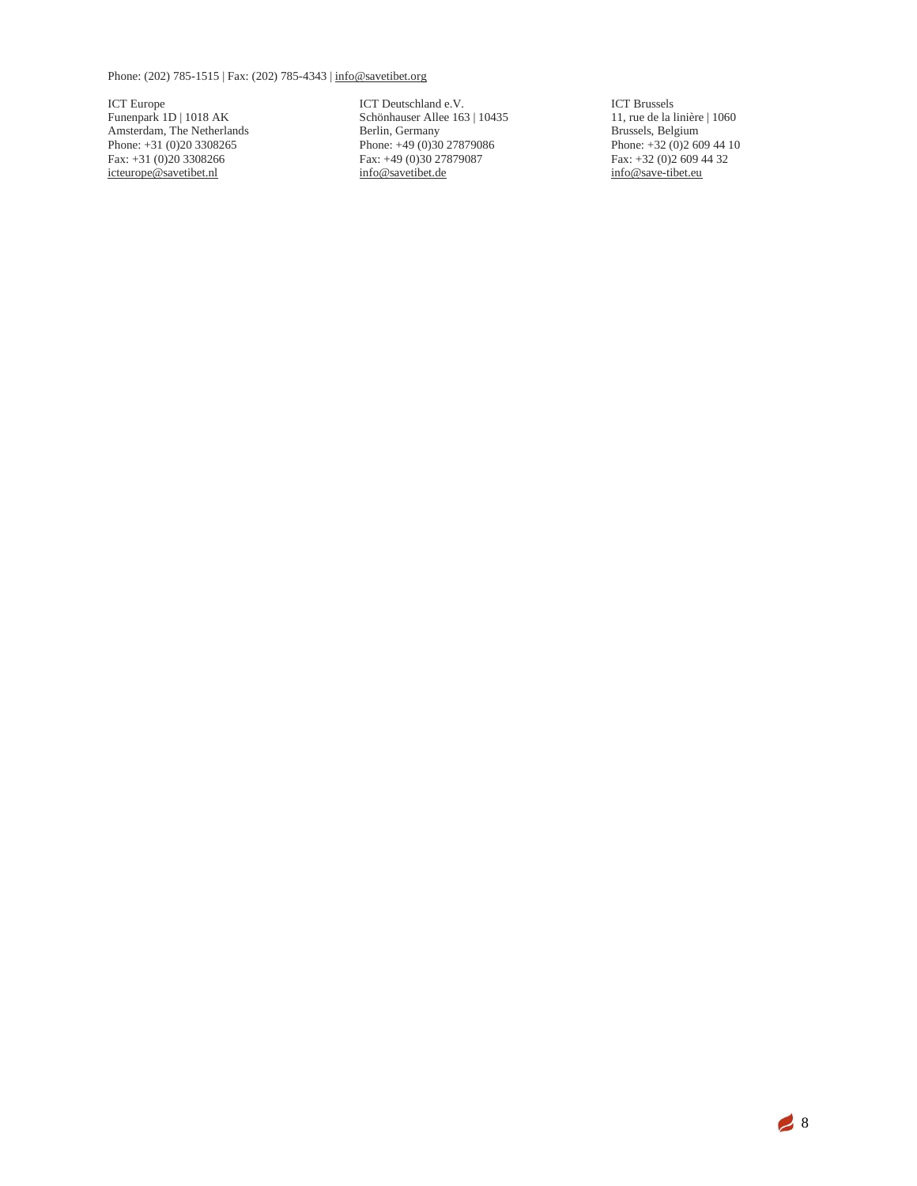Phone: (202) 785-1515 | Fax: (202) 785-4343 | info@savetibet.org

ICT Europe
Funenpark 1D | 1018 AK
Amsterdam, The Netherlands
Phone: +31 (0)20 3308265
Fax: +31 (0)20 3308266
icteurope@savetibet.nl

ICT Deutschland e.V.
Schönhauser Allee 163 | 10435
Berlin, Germany
Phone: +49 (0)30 27879086
Fax: +49 (0)30 27879087
info@savetibet.de

ICT Brussels
11, rue de la linière | 1060
Brussels, Belgium
Phone: +32 (0)2 609 44 10
Fax: +32 (0)2 609 44 32
info@save-tibet.eu